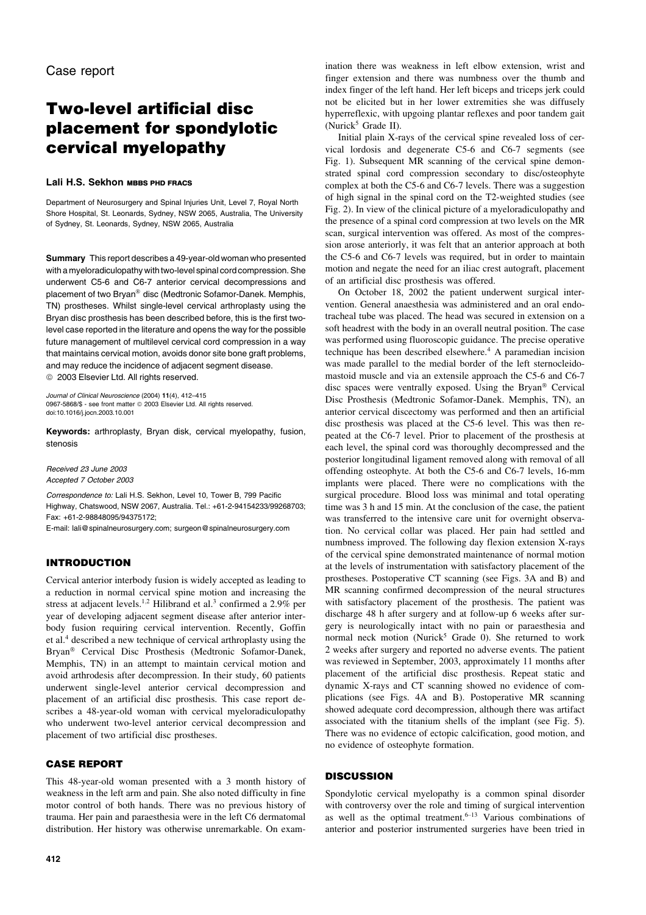Case report

# Two-level artificial disc placement for spondylotic cervical myelopathy

**Lali H.S. Sekhon** MBBS PHD FRACS

Department of Neurosurgery and Spinal Injuries Unit, Level 7, Royal North Shore Hospital, St. Leonards, Sydney, NSW 2065, Australia, The University of Sydney, St. Leonards, Sydney, NSW 2065, Australia

**Summary** This report describes a 49-year-old woman who presented with a myeloradiculopathy with two-level spinal cord compression. She underwent C5-6 and C6-7 anterior cervical decompressions and placement of two Bryan® disc (Medtronic Sofamor-Danek. Memphis, TN) prostheses. Whilst single-level cervical arthroplasty using the Bryan disc prosthesis has been described before, this is the first two-level case reported in the literature and opens the way for the possible future management of multilevel cervical cord compression in a way that maintains cervical motion, avoids donor site bone graft problems, and may reduce the incidence of adjacent segment disease.
© 2003 Elsevier Ltd. All rights reserved.

*Journal of Clinical Neuroscience* (2004) **11**(4), 412–415
0967-5868/$ - see front matter © 2003 Elsevier Ltd. All rights reserved.
doi:10.1016/j.jocn.2003.10.001

**Keywords:** arthroplasty, Bryan disk, cervical myelopathy, fusion, stenosis

*Received 23 June 2003*
*Accepted 7 October 2003*

*Correspondence to:* Lali H.S. Sekhon, Level 10, Tower B, 799 Pacific Highway, Chatswood, NSW 2067, Australia. Tel.: +61-2-94154233/99268703; Fax: +61-2-98848095/94375172;
E-mail: lali@spinalneurosurgery.com; surgeon@spinalneurosurgery.com

## INTRODUCTION

Cervical anterior interbody fusion is widely accepted as leading to a reduction in normal cervical spine motion and increasing the stress at adjacent levels.[1,2] Hilibrand et al.[3] confirmed a 2.9% per year of developing adjacent segment disease after anterior interbody fusion requiring cervical intervention. Recently, Goffin et al.[4] described a new technique of cervical arthroplasty using the Bryan® Cervical Disc Prosthesis (Medtronic Sofamor-Danek, Memphis, TN) in an attempt to maintain cervical motion and avoid arthrodesis after decompression. In their study, 60 patients underwent single-level anterior cervical decompression and placement of an artificial disc prosthesis. This case report describes a 48-year-old woman with cervical myeloradiculopathy who underwent two-level anterior cervical decompression and placement of two artificial disc prostheses.

## CASE REPORT

This 48-year-old woman presented with a 3 month history of weakness in the left arm and pain. She also noted difficulty in fine motor control of both hands. There was no previous history of trauma. Her pain and paraesthesia were in the left C6 dermatomal distribution. Her history was otherwise unremarkable. On examination there was weakness in left elbow extension, wrist and finger extension and there was numbness over the thumb and index finger of the left hand. Her left biceps and triceps jerk could not be elicited but in her lower extremities she was diffusely hyperreflexic, with upgoing plantar reflexes and poor tandem gait (Nurick[5] Grade II).

Initial plain X-rays of the cervical spine revealed loss of cervical lordosis and degenerate C5-6 and C6-7 segments (see Fig. 1). Subsequent MR scanning of the cervical spine demonstrated spinal cord compression secondary to disc/osteophyte complex at both the C5-6 and C6-7 levels. There was a suggestion of high signal in the spinal cord on the T2-weighted studies (see Fig. 2). In view of the clinical picture of a myeloradiculopathy and the presence of a spinal cord compression at two levels on the MR scan, surgical intervention was offered. As most of the compression arose anteriorly, it was felt that an anterior approach at both the C5-6 and C6-7 levels was required, but in order to maintain motion and negate the need for an iliac crest autograft, placement of an artificial disc prosthesis was offered.

On October 18, 2002 the patient underwent surgical intervention. General anaesthesia was administered and an oral endotracheal tube was placed. The head was secured in extension on a soft headrest with the body in an overall neutral position. The case was performed using fluoroscopic guidance. The precise operative technique has been described elsewhere.[4] A paramedian incision was made parallel to the medial border of the left sternocleidomastoid muscle and via an extensile approach the C5-6 and C6-7 disc spaces were ventrally exposed. Using the Bryan® Cervical Disc Prosthesis (Medtronic Sofamor-Danek. Memphis, TN), an anterior cervical discectomy was performed and then an artificial disc prosthesis was placed at the C5-6 level. This was then repeated at the C6-7 level. Prior to placement of the prosthesis at each level, the spinal cord was thoroughly decompressed and the posterior longitudinal ligament removed along with removal of all offending osteophyte. At both the C5-6 and C6-7 levels, 16-mm implants were placed. There were no complications with the surgical procedure. Blood loss was minimal and total operating time was 3 h and 15 min. At the conclusion of the case, the patient was transferred to the intensive care unit for overnight observation. No cervical collar was placed. Her pain had settled and numbness improved. The following day flexion extension X-rays of the cervical spine demonstrated maintenance of normal motion at the levels of instrumentation with satisfactory placement of the prostheses. Postoperative CT scanning (see Figs. 3A and B) and MR scanning confirmed decompression of the neural structures with satisfactory placement of the prosthesis. The patient was discharge 48 h after surgery and at follow-up 6 weeks after surgery is neurologically intact with no pain or paraesthesia and normal neck motion (Nurick[5] Grade 0). She returned to work 2 weeks after surgery and reported no adverse events. The patient was reviewed in September, 2003, approximately 11 months after placement of the artificial disc prosthesis. Repeat static and dynamic X-rays and CT scanning showed no evidence of complications (see Figs. 4A and B). Postoperative MR scanning showed adequate cord decompression, although there was artifact associated with the titanium shells of the implant (see Fig. 5). There was no evidence of ectopic calcification, good motion, and no evidence of osteophyte formation.

## DISCUSSION

Spondylotic cervical myelopathy is a common spinal disorder with controversy over the role and timing of surgical intervention as well as the optimal treatment.[6–13] Various combinations of anterior and posterior instrumented surgeries have been tried in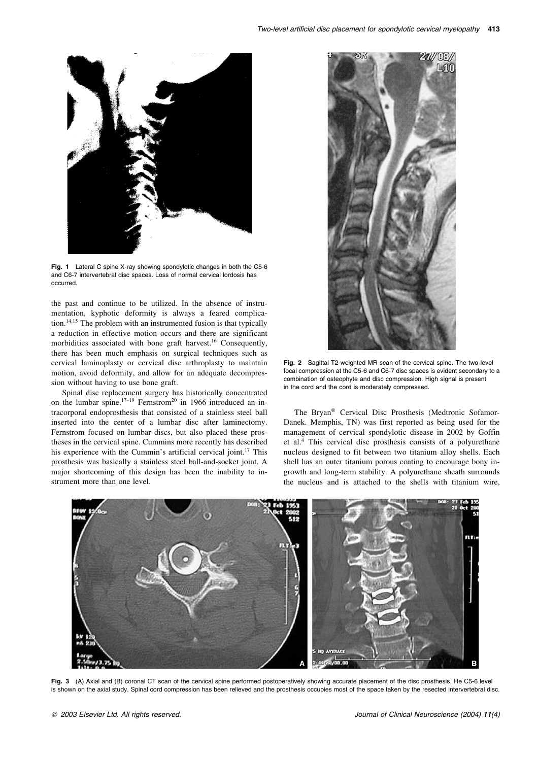**Fig. 1** Lateral C spine X-ray showing spondylotic changes in both the C5-6 and C6-7 intervertebral disc spaces. Loss of normal cervical lordosis has occurred.

the past and continue to be utilized. In the absence of instrumentation, kyphotic deformity is always a feared complication.[14,15] The problem with an instrumented fusion is that typically a reduction in effective motion occurs and there are significant morbidities associated with bone graft harvest.[16] Consequently, there has been much emphasis on surgical techniques such as cervical laminoplasty or cervical disc arthroplasty to maintain motion, avoid deformity, and allow for an adequate decompression without having to use bone graft.

Spinal disc replacement surgery has historically concentrated on the lumbar spine.[17–19] Fernstrom[20] in 1966 introduced an intracorporal endoprosthesis that consisted of a stainless steel ball inserted into the center of a lumbar disc after laminectomy. Fernstrom focused on lumbar discs, but also placed these prostheses in the cervical spine. Cummins more recently has described his experience with the Cummin's artificial cervical joint.[17] This prosthesis was basically a stainless steel ball-and-socket joint. A major shortcoming of this design has been the inability to instrument more than one level.

**Fig. 2** Sagittal T2-weighted MR scan of the cervical spine. The two-level focal compression at the C5-6 and C6-7 disc spaces is evident secondary to a combination of osteophyte and disc compression. High signal is present in the cord and the cord is moderately compressed.

The Bryan® Cervical Disc Prosthesis (Medtronic Sofamor-Danek. Memphis, TN) was first reported as being used for the management of cervical spondylotic disease in 2002 by Goffin et al.[4] This cervical disc prosthesis consists of a polyurethane nucleus designed to fit between two titanium alloy shells. Each shell has an outer titanium porous coating to encourage bony ingrowth and long-term stability. A polyurethane sheath surrounds the nucleus and is attached to the shells with titanium wire,

**Fig. 3** (A) Axial and (B) coronal CT scan of the cervical spine performed postoperatively showing accurate placement of the disc prosthesis. He C5-6 level is shown on the axial study. Spinal cord compression has been relieved and the prosthesis occupies most of the space taken by the resected intervertebral disc.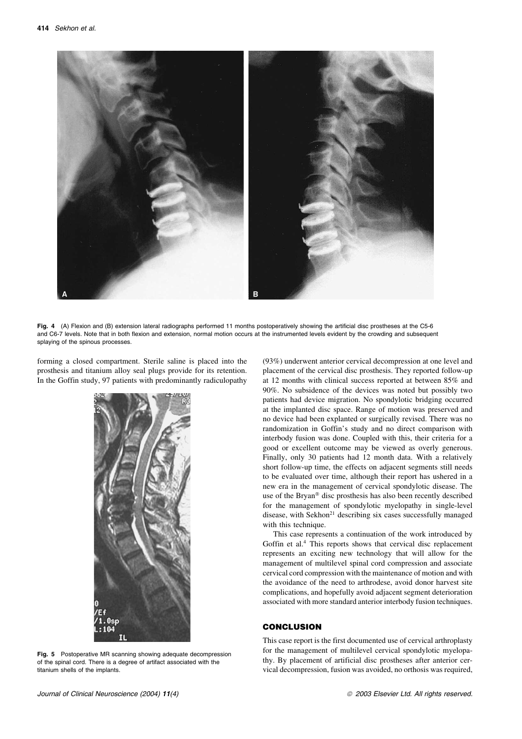Fig. 4 (A) Flexion and (B) extension lateral radiographs performed 11 months postoperatively showing the artificial disc prostheses at the C5-6 and C6-7 levels. Note that in both flexion and extension, normal motion occurs at the instrumented levels evident by the crowding and subsequent splaying of the spinous processes.

forming a closed compartment. Sterile saline is placed into the prosthesis and titanium alloy seal plugs provide for its retention. In the Goffin study, 97 patients with predominantly radiculopathy (93%) underwent anterior cervical decompression at one level and placement of the cervical disc prosthesis. They reported follow-up at 12 months with clinical success reported at between 85% and 90%. No subsidence of the devices was noted but possibly two patients had device migration. No spondylotic bridging occurred at the implanted disc space. Range of motion was preserved and no device had been explanted or surgically revised. There was no randomization in Goffin's study and no direct comparison with interbody fusion was done. Coupled with this, their criteria for a good or excellent outcome may be viewed as overly generous. Finally, only 30 patients had 12 month data. With a relatively short follow-up time, the effects on adjacent segments still needs to be evaluated over time, although their report has ushered in a new era in the management of cervical spondylotic disease. The use of the Bryan® disc prosthesis has also been recently described for the management of spondylotic myelopathy in single-level disease, with Sekhon[21] describing six cases successfully managed with this technique.

Fig. 5 Postoperative MR scanning showing adequate decompression of the spinal cord. There is a degree of artifact associated with the titanium shells of the implants.

This case represents a continuation of the work introduced by Goffin et al.[4] This reports shows that cervical disc replacement represents an exciting new technology that will allow for the management of multilevel spinal cord compression and associate cervical cord compression with the maintenance of motion and with the avoidance of the need to arthrodese, avoid donor harvest site complications, and hopefully avoid adjacent segment deterioration associated with more standard anterior interbody fusion techniques.

## CONCLUSION

This case report is the first documented use of cervical arthroplasty for the management of multilevel cervical spondylotic myelopathy. By placement of artificial disc prostheses after anterior cervical decompression, fusion was avoided, no orthosis was required,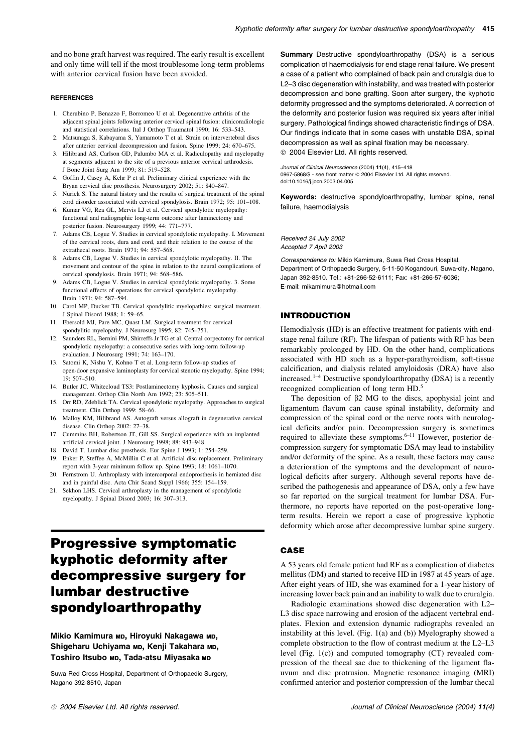and no bone graft harvest was required. The early result is excellent and only time will tell if the most troublesome long-term problems with anterior cervical fusion have been avoided.

#### REFERENCES

1. Cherubino P, Benazzo F, Borromeo U et al. Degenerative arthritis of the adjacent spinal joints following anterior cervical spinal fusion: clinicoradiologic and statistical correlations. Ital J Orthop Traumatol 1990; 16: 533–543.
2. Matsunaga S, Kabayama S, Yamamoto T et al. Strain on intervertebral discs after anterior cervical decompression and fusion. Spine 1999; 24: 670–675.
3. Hilibrand AS, Carlson GD, Palumbo MA et al. Radiculopathy and myelopathy at segments adjacent to the site of a previous anterior cervical arthrodesis. J Bone Joint Surg Am 1999; 81: 519–528.
4. Goffin J, Casey A, Kehr P et al. Preliminary clinical experience with the Bryan cervical disc prosthesis. Neurosurgery 2002; 51: 840–847.
5. Nurick S. The natural history and the results of surgical treatment of the spinal cord disorder associated with cervical spondylosis. Brain 1972; 95: 101–108.
6. Kumar VG, Rea GL, Mervis LJ et al. Cervical spondylotic myelopathy: functional and radiographic long-term outcome after laminectomy and posterior fusion. Neurosurgery 1999; 44: 771–777.
7. Adams CB, Logue V. Studies in cervical spondylotic myelopathy. I. Movement of the cervical roots, dura and cord, and their relation to the course of the extrathecal roots. Brain 1971; 94: 557–568.
8. Adams CB, Logue V. Studies in cervical spondylotic myelopathy. II. The movement and contour of the spine in relation to the neural complications of cervical spondylosis. Brain 1971; 94: 568–586.
9. Adams CB, Logue V. Studies in cervical spondylotic myelopathy. 3. Some functional effects of operations for cervical spondylotic myelopathy. Brain 1971; 94: 587–594.
10. Carol MP, Ducker TB. Cervical spondylitic myelopathies: surgical treatment. J Spinal Disord 1988; 1: 59–65.
11. Ebersold MJ, Pare MC, Quast LM. Surgical treatment for cervical spondylitic myelopathy. J Neurosurg 1995; 82: 745–751.
12. Saunders RL, Bernini PM, Shirreffs Jr TG et al. Central corpectomy for cervical spondylotic myelopathy: a consecutive series with long-term follow-up evaluation. J Neurosurg 1991; 74: 163–170.
13. Satomi K, Nishu Y, Kohno T et al. Long-term follow-up studies of open-door expansive laminoplasty for cervical stenotic myelopathy. Spine 1994; 19: 507–510.
14. Butler JC. Whitecloud TS3: Postlaminectomy kyphosis. Causes and surgical management. Orthop Clin North Am 1992; 23: 505–511.
15. Orr RD, Zdeblick TA. Cervical spondylotic myelopathy. Approaches to surgical treatment. Clin Orthop 1999: 58–66.
16. Malloy KM, Hilibrand AS. Autograft versus allograft in degenerative cervical disease. Clin Orthop 2002: 27–38.
17. Cummins BH, Robertson JT, Gill SS. Surgical experience with an implanted artificial cervical joint. J Neurosurg 1998; 88: 943–948.
18. David T. Lumbar disc prosthesis. Eur Spine J 1993; 1: 254–259.
19. Enker P, Steffee A, McMillin C et al. Artificial disc replacement. Preliminary report with 3-year minimum follow up. Spine 1993; 18: 1061–1070.
20. Fernstrom U. Arthroplasty with intercorporal endoprosthesis in herniated disc and in painful disc. Acta Chir Scand Suppl 1966; 355: 154–159.
21. Sekhon LHS. Cervical arthroplasty in the management of spondylotic myelopathy. J Spinal Disord 2003; 16: 307–313.

# Progressive symptomatic kyphotic deformity after decompressive surgery for lumbar destructive spondyloarthropathy

**Mikio Kamimura MD, Hiroyuki Nakagawa MD, Shigeharu Uchiyama MD, Kenji Takahara MD, Toshiro Itsubo MD, Tada-atsu Miyasaka MD**

Suwa Red Cross Hospital, Department of Orthopaedic Surgery, Nagano 392-8510, Japan

**Summary** Destructive spondyloarthropathy (DSA) is a serious complication of haemodialysis for end stage renal failure. We present a case of a patient who complained of back pain and cruralgia due to L2–3 disc degeneration with instability, and was treated with posterior decompression and bone grafting. Soon after surgery, the kyphotic deformity progressed and the symptoms deteriorated. A correction of the deformity and posterior fusion was required six years after initial surgery. Pathological findings showed characteristic findings of DSA. Our findings indicate that in some cases with unstable DSA, spinal decompression as well as spinal fixation may be necessary.
© 2004 Elsevier Ltd. All rights reserved.

*Journal of Clinical Neuroscience* (2004) **11**(4), 415–418
0967-5868/$ - see front matter © 2004 Elsevier Ltd. All rights reserved.
doi:10.1016/j.jocn.2003.04.005

**Keywords:** destructive spondyloarthropathy, lumbar spine, renal failure, haemodialysis

*Received 24 July 2002*
*Accepted 7 April 2003*

*Correspondence to:* Mikio Kamimura, Suwa Red Cross Hospital, Department of Orthopaedic Surgery, 5-11-50 Kogandouri, Suwa-city, Nagano, Japan 392-8510. Tel.: +81-266-52-6111; Fax: +81-266-57-6036; E-mail: mikamimura@hotmail.com

## INTRODUCTION

Hemodialysis (HD) is an effective treatment for patients with end-stage renal failure (RF). The lifespan of patients with RF has been remarkably prolonged by HD. On the other hand, complications associated with HD such as a hyper-parathyroidism, soft-tissue calcification, and dialysis related amyloidosis (DRA) have also increased.[1–4] Destructive spondyloarthropathy (DSA) is a recently recognized complication of long term HD.[5]

The deposition of β2 MG to the discs, apophysial joint and ligamentum flavum can cause spinal instability, deformity and compression of the spinal cord or the nerve roots with neurological deficits and/or pain. Decompression surgery is sometimes required to alleviate these symptoms.[6–11] However, posterior decompression surgery for symptomatic DSA may lead to instability and/or deformity of the spine. As a result, these factors may cause a deterioration of the symptoms and the development of neurological deficits after surgery. Although several reports have described the pathogenesis and appearance of DSA, only a few have so far reported on the surgical treatment for lumbar DSA. Furthermore, no reports have reported on the post-operative long-term results. Herein we report a case of progressive kyphotic deformity which arose after decompressive lumbar spine surgery.

## CASE

A 53 years old female patient had RF as a complication of diabetes mellitus (DM) and started to receive HD in 1987 at 45 years of age. After eight years of HD, she was examined for a 1-year history of increasing lower back pain and an inability to walk due to cruralgia.

Radiologic examinations showed disc degeneration with L2–L3 disc space narrowing and erosion of the adjacent vertebral endplates. Flexion and extension dynamic radiographs revealed an instability at this level. (Fig. 1(a) and (b)) Myelography showed a complete obstruction to the flow of contrast medium at the L2–L3 level (Fig. 1(c)) and computed tomography (CT) revealed compression of the thecal sac due to thickening of the ligament flauvum and disc protrusion. Magnetic resonance imaging (MRI) confirmed anterior and posterior compression of the lumbar thecal